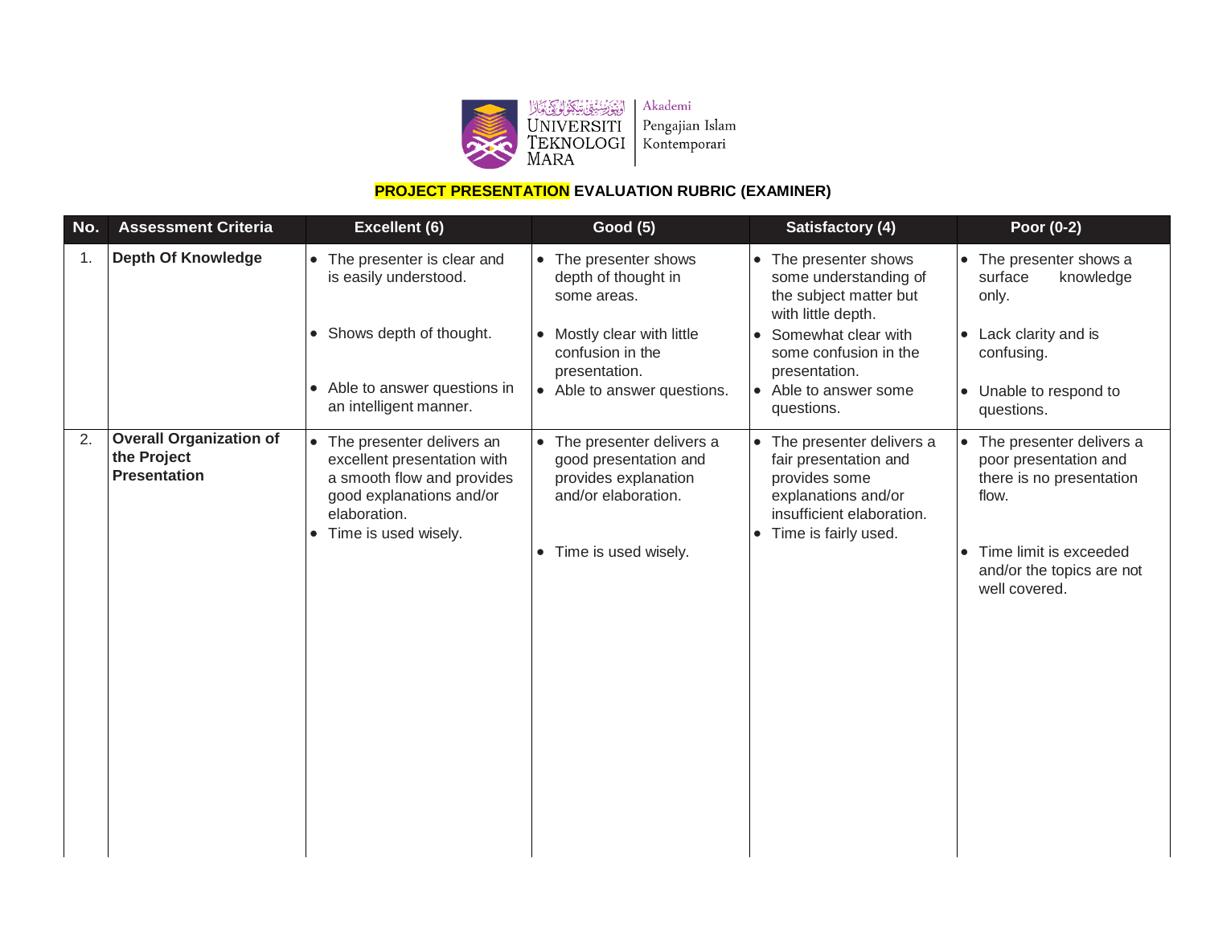UNIVERSITI TEKNOLOGI MARA | Akademi Pengajian Islam Kontemporari

## PROJECT PRESENTATION EVALUATION RUBRIC (EXAMINER)

| No. | Assessment Criteria | Excellent (6) | Good (5) | Satisfactory (4) | Poor (0-2) |
|---|---|---|---|---|---|
| 1. | **Depth Of Knowledge** | • The presenter is clear and is easily understood.<br>• Shows depth of thought.<br>• Able to answer questions in an intelligent manner. | • The presenter shows depth of thought in some areas.<br>• Mostly clear with little confusion in the presentation.<br>• Able to answer questions. | • The presenter shows some understanding of the subject matter but with little depth.<br>• Somewhat clear with some confusion in the presentation.<br>• Able to answer some questions. | • The presenter shows a surface knowledge only.<br>• Lack clarity and is confusing.<br>• Unable to respond to questions. |
| 2. | **Overall Organization of the Project Presentation** | • The presenter delivers an excellent presentation with a smooth flow and provides good explanations and/or elaboration.<br>• Time is used wisely. | • The presenter delivers a good presentation and provides explanation and/or elaboration.<br>• Time is used wisely. | • The presenter delivers a fair presentation and provides some explanations and/or insufficient elaboration.<br>• Time is fairly used. | • The presenter delivers a poor presentation and there is no presentation flow.<br>• Time limit is exceeded and/or the topics are not well covered. |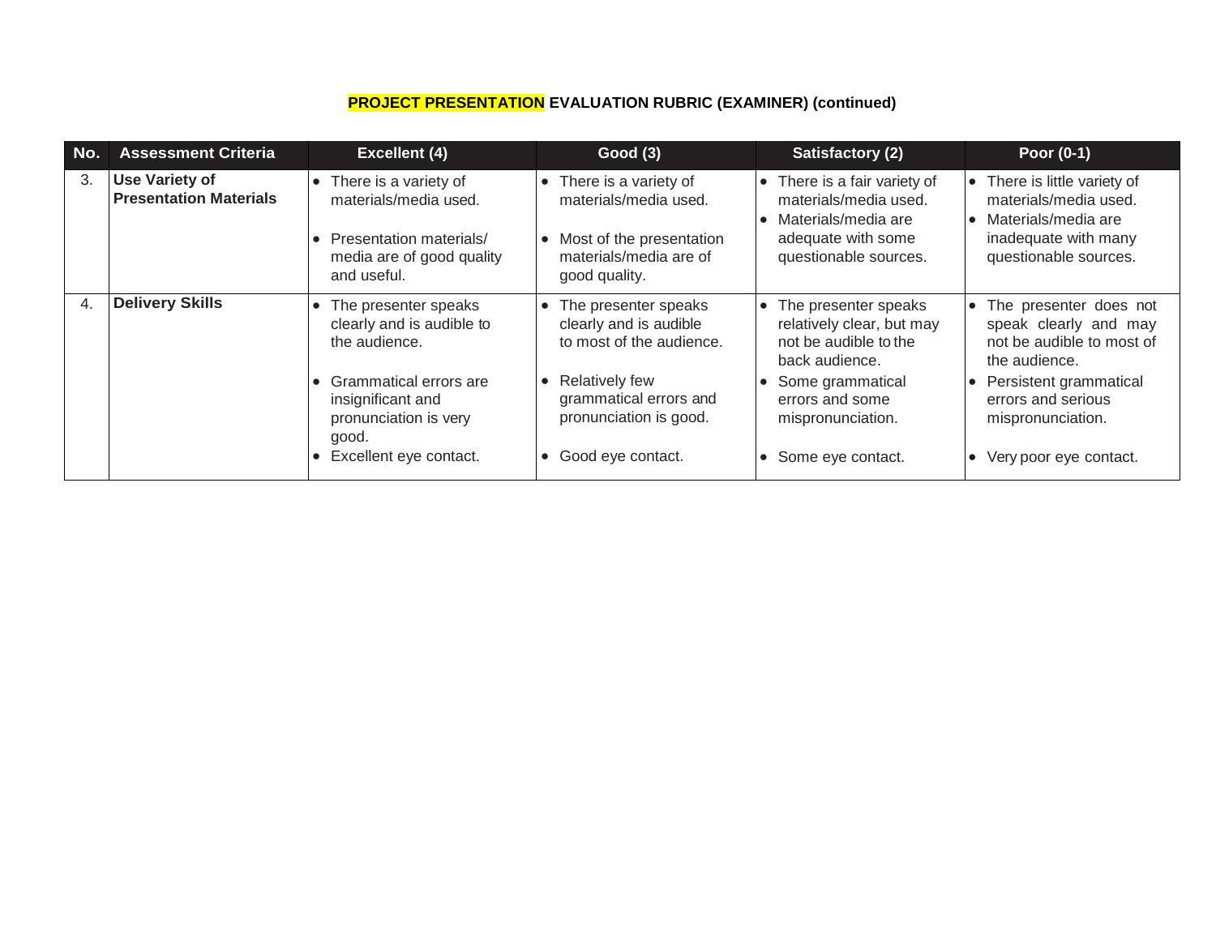**PROJECT PRESENTATION EVALUATION RUBRIC (EXAMINER) (continued)**

| No. | Assessment Criteria | Excellent (4) | Good (3) | Satisfactory (2) | Poor (0-1) |
|---|---|---|---|---|---|
| 3. | **Use Variety of Presentation Materials** | • There is a variety of materials/media used.<br>• Presentation materials/ media are of good quality and useful. | • There is a variety of materials/media used.<br>• Most of the presentation materials/media are of good quality. | • There is a fair variety of materials/media used.<br>• Materials/media are adequate with some questionable sources. | • There is little variety of materials/media used.<br>• Materials/media are inadequate with many questionable sources. |
| 4. | **Delivery Skills** | • The presenter speaks clearly and is audible to the audience.<br>• Grammatical errors are insignificant and pronunciation is very good.<br>• Excellent eye contact. | • The presenter speaks clearly and is audible to most of the audience.<br>• Relatively few grammatical errors and pronunciation is good.<br>• Good eye contact. | • The presenter speaks relatively clear, but may not be audible to the back audience.<br>• Some grammatical errors and some mispronunciation.<br>• Some eye contact. | • The presenter does not speak clearly and may not be audible to most of the audience.<br>• Persistent grammatical errors and serious mispronunciation.<br>• Very poor eye contact. |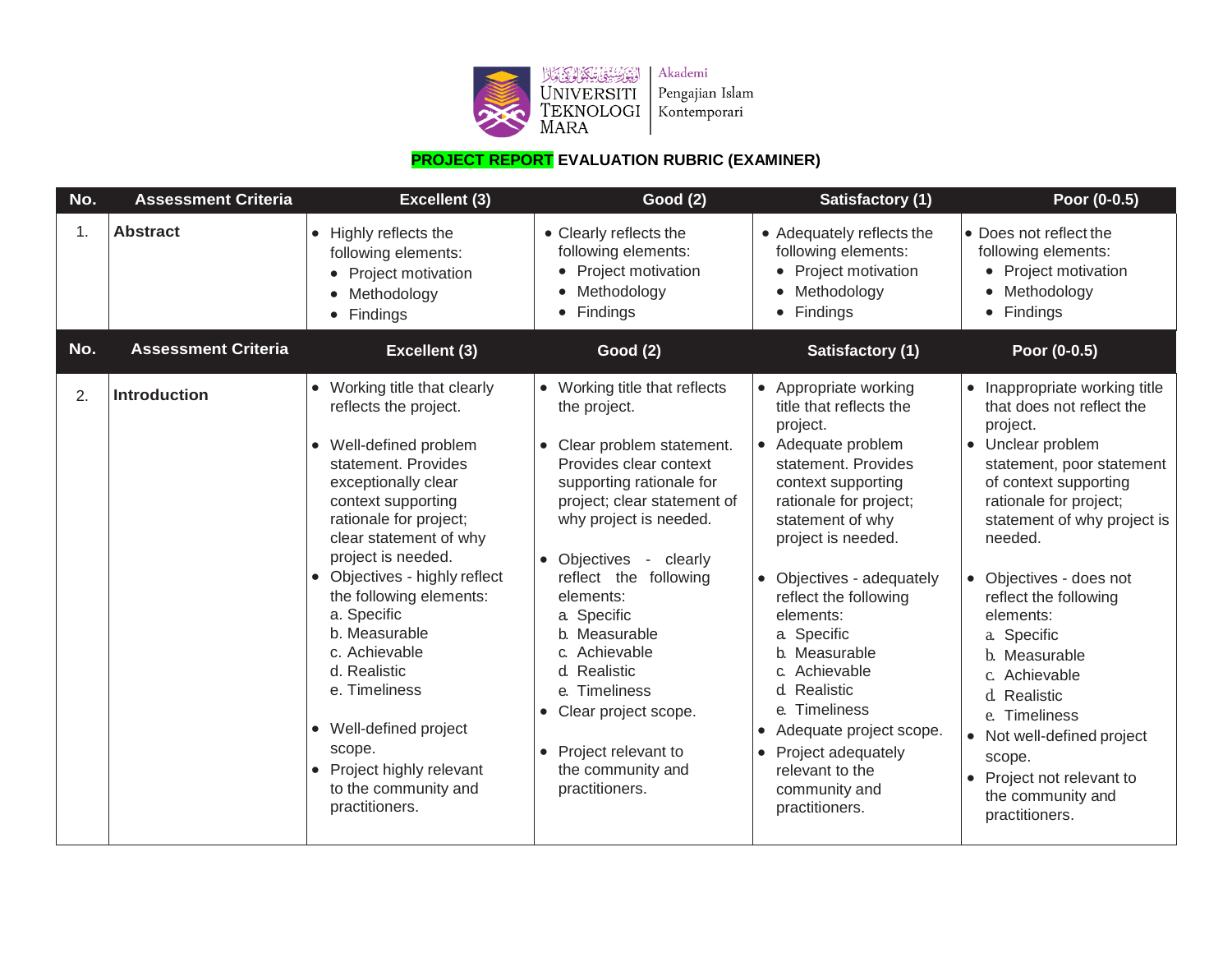Universiti Teknologi MARA | Akademi Pengajian Islam Kontemporari

**PROJECT REPORT EVALUATION RUBRIC (EXAMINER)**

| No. | Assessment Criteria | Excellent (3) | Good (2) | Satisfactory (1) | Poor (0-0.5) |
|---|---|---|---|---|---|
| 1. | **Abstract** | • Highly reflects the following elements:<br>• Project motivation<br>• Methodology<br>• Findings | • Clearly reflects the following elements:<br>• Project motivation<br>• Methodology<br>• Findings | • Adequately reflects the following elements:<br>• Project motivation<br>• Methodology<br>• Findings | • Does not reflect the following elements:<br>• Project motivation<br>• Methodology<br>• Findings |
| **No.** | **Assessment Criteria** | **Excellent (3)** | **Good (2)** | **Satisfactory (1)** | **Poor (0-0.5)** |
| 2. | **Introduction** | • Working title that clearly reflects the project.<br>• Well-defined problem statement. Provides exceptionally clear context supporting rationale for project; clear statement of why project is needed.<br>• Objectives - highly reflect the following elements:<br>a. Specific<br>b. Measurable<br>c. Achievable<br>d. Realistic<br>e. Timeliness<br>• Well-defined project scope.<br>• Project highly relevant to the community and practitioners. | • Working title that reflects the project.<br>• Clear problem statement. Provides clear context supporting rationale for project; clear statement of why project is needed.<br>• Objectives - clearly reflect the following elements:<br>a. Specific<br>b. Measurable<br>c. Achievable<br>d. Realistic<br>e. Timeliness<br>• Clear project scope.<br>• Project relevant to the community and practitioners. | • Appropriate working title that reflects the project.<br>• Adequate problem statement. Provides context supporting rationale for project; statement of why project is needed.<br>• Objectives - adequately reflect the following elements:<br>a. Specific<br>b. Measurable<br>c. Achievable<br>d. Realistic<br>e. Timeliness<br>• Adequate project scope.<br>• Project adequately relevant to the community and practitioners. | • Inappropriate working title that does not reflect the project.<br>• Unclear problem statement, poor statement of context supporting rationale for project; statement of why project is needed.<br>• Objectives - does not reflect the following elements:<br>a. Specific<br>b. Measurable<br>c. Achievable<br>d. Realistic<br>e. Timeliness<br>• Not well-defined project scope.<br>• Project not relevant to the community and practitioners. |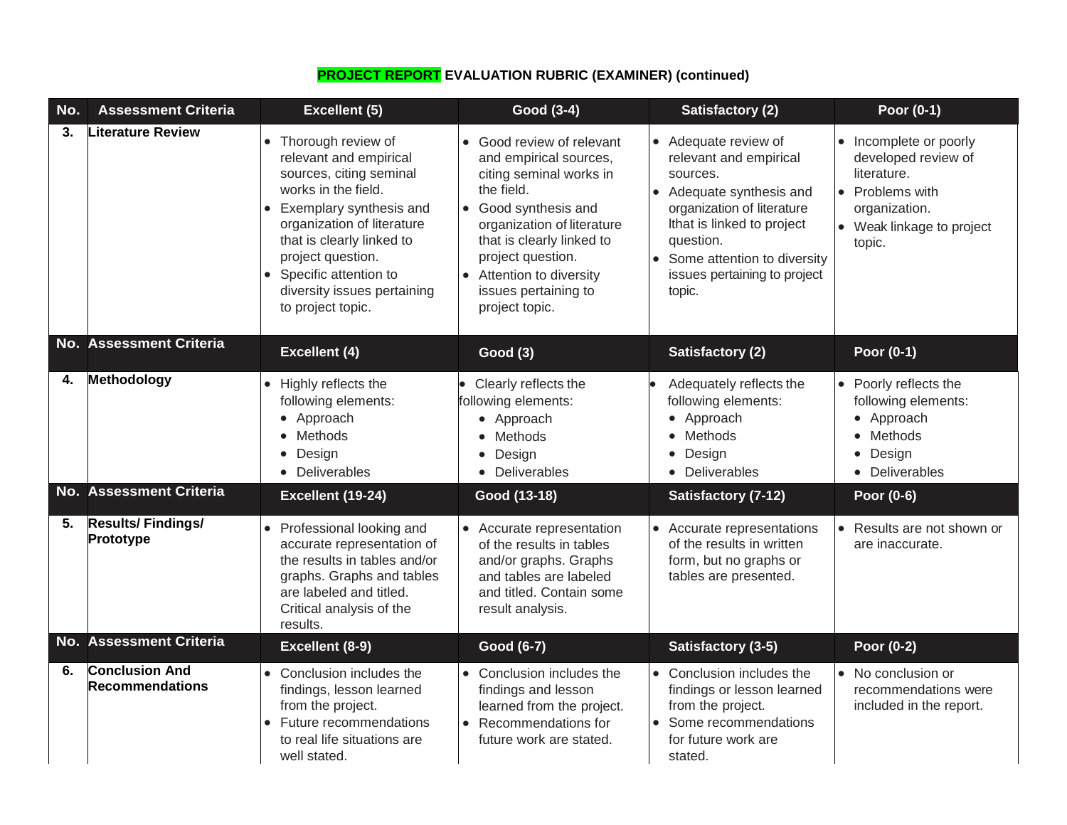**PROJECT REPORT EVALUATION RUBRIC (EXAMINER) (continued)**

| No. | Assessment Criteria | Excellent (5) | Good (3-4) | Satisfactory (2) | Poor (0-1) |
|---|---|---|---|---|---|
| 3. | **Literature Review** | • Thorough review of relevant and empirical sources, citing seminal works in the field.<br>• Exemplary synthesis and organization of literature that is clearly linked to project question.<br>• Specific attention to diversity issues pertaining to project topic. | • Good review of relevant and empirical sources, citing seminal works in the field.<br>• Good synthesis and organization of literature that is clearly linked to project question.<br>• Attention to diversity issues pertaining to project topic. | • Adequate review of relevant and empirical sources.<br>• Adequate synthesis and organization of literature lthat is linked to project question.<br>• Some attention to diversity issues pertaining to project topic. | • Incomplete or poorly developed review of literature.<br>• Problems with organization.<br>• Weak linkage to project topic. |
| **No.** | **Assessment Criteria** | **Excellent (4)** | **Good (3)** | **Satisfactory (2)** | **Poor (0-1)** |
| 4. | **Methodology** | • Highly reflects the following elements:<br>• Approach<br>• Methods<br>• Design<br>• Deliverables | • Clearly reflects the following elements:<br>• Approach<br>• Methods<br>• Design<br>• Deliverables | • Adequately reflects the following elements:<br>• Approach<br>• Methods<br>• Design<br>• Deliverables | • Poorly reflects the following elements:<br>• Approach<br>• Methods<br>• Design<br>• Deliverables |
| **No.** | **Assessment Criteria** | **Excellent (19-24)** | **Good (13-18)** | **Satisfactory (7-12)** | **Poor (0-6)** |
| 5. | **Results/ Findings/ Prototype** | • Professional looking and accurate representation of the results in tables and/or graphs. Graphs and tables are labeled and titled. Critical analysis of the results. | • Accurate representation of the results in tables and/or graphs. Graphs and tables are labeled and titled. Contain some result analysis. | • Accurate representations of the results in written form, but no graphs or tables are presented. | • Results are not shown or are inaccurate. |
| **No.** | **Assessment Criteria** | **Excellent (8-9)** | **Good (6-7)** | **Satisfactory (3-5)** | **Poor (0-2)** |
| 6. | **Conclusion And Recommendations** | • Conclusion includes the findings, lesson learned from the project.<br>• Future recommendations to real life situations are well stated. | • Conclusion includes the findings and lesson learned from the project.<br>• Recommendations for future work are stated. | • Conclusion includes the findings or lesson learned from the project.<br>• Some recommendations for future work are stated. | • No conclusion or recommendations were included in the report. |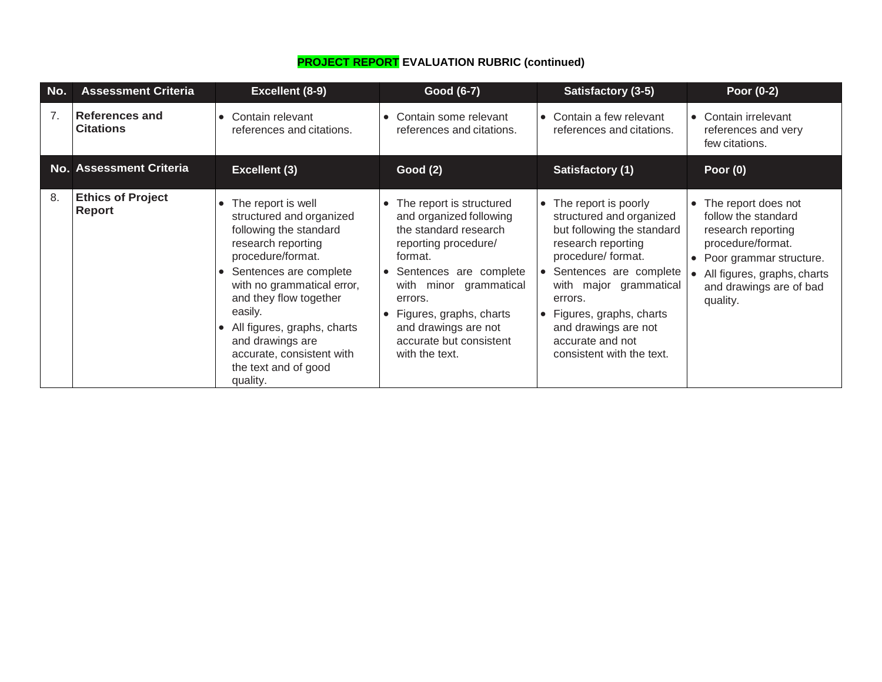**PROJECT REPORT EVALUATION RUBRIC (continued)**

| No. | Assessment Criteria | Excellent (8-9) | Good (6-7) | Satisfactory (3-5) | Poor (0-2) |
|---|---|---|---|---|---|
| 7. | **References and Citations** | • Contain relevant references and citations. | • Contain some relevant references and citations. | • Contain a few relevant references and citations. | • Contain irrelevant references and very few citations. |
| **No.** | **Assessment Criteria** | **Excellent (3)** | **Good (2)** | **Satisfactory (1)** | **Poor (0)** |
| 8. | **Ethics of Project Report** | • The report is well structured and organized following the standard research reporting procedure/format.<br>• Sentences are complete with no grammatical error, and they flow together easily.<br>• All figures, graphs, charts and drawings are accurate, consistent with the text and of good quality. | • The report is structured and organized following the standard research reporting procedure/ format.<br>• Sentences are complete with minor grammatical errors.<br>• Figures, graphs, charts and drawings are not accurate but consistent with the text. | • The report is poorly structured and organized but following the standard research reporting procedure/ format.<br>• Sentences are complete with major grammatical errors.<br>• Figures, graphs, charts and drawings are not accurate and not consistent with the text. | • The report does not follow the standard research reporting procedure/format.<br>• Poor grammar structure.<br>• All figures, graphs, charts and drawings are of bad quality. |